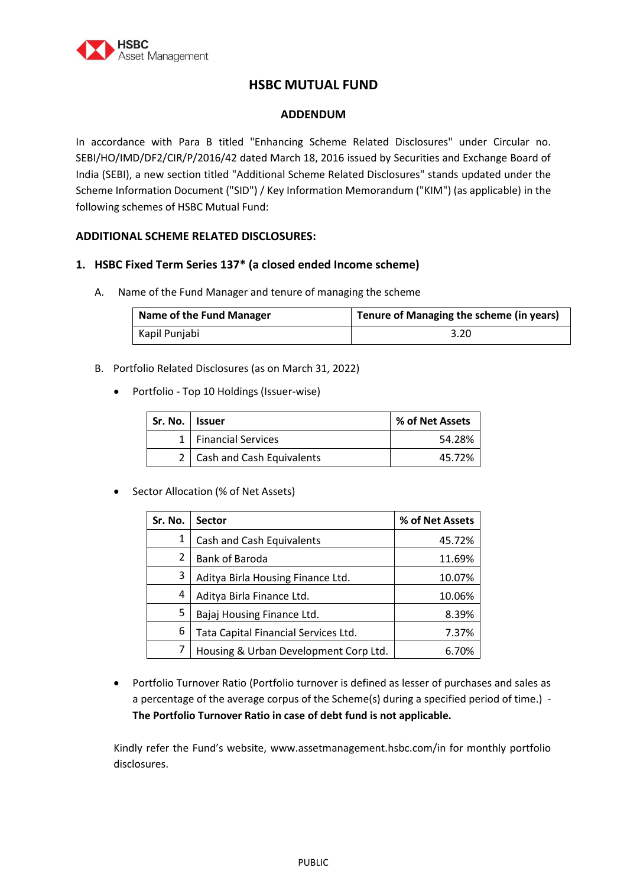# HSBC MUTUAL FUND

## ADDENDUM

In accordance with Para B titled "Enhancing Scheme Related Disclosures" under Circular no. SEBI/HO/IMD/DF2/CIR/P/2016/42 dated March 18, 2016 issued by Securities and Exchange Board of India (SEBI), a new section titled "Additional Scheme Related Disclosures" stands updated under the Scheme Information Document ("SID") / Key Information Memorandum ("KIM") (as applicable) in the following schemes of HSBC Mutual Fund:

### ADDITIONAL SCHEME RELATED DISCLOSURES:

### 1. HSBC Fixed Term Series 137* (a closed ended Income scheme)

A. Name of the Fund Manager and tenure of managing the scheme

| Name of the Fund Manager | Tenure of Managing the scheme (in years) |
|---|---|
| Kapil Punjabi | 3.20 |

B. Portfolio Related Disclosures (as on March 31, 2022)

- Portfolio - Top 10 Holdings (Issuer-wise)

| Sr. No. | Issuer | % of Net Assets |
|---|---|---|
| 1 | Financial Services | 54.28% |
| 2 | Cash and Cash Equivalents | 45.72% |

- Sector Allocation (% of Net Assets)

| Sr. No. | Sector | % of Net Assets |
|---|---|---|
| 1 | Cash and Cash Equivalents | 45.72% |
| 2 | Bank of Baroda | 11.69% |
| 3 | Aditya Birla Housing Finance Ltd. | 10.07% |
| 4 | Aditya Birla Finance Ltd. | 10.06% |
| 5 | Bajaj Housing Finance Ltd. | 8.39% |
| 6 | Tata Capital Financial Services Ltd. | 7.37% |
| 7 | Housing & Urban Development Corp Ltd. | 6.70% |

- Portfolio Turnover Ratio (Portfolio turnover is defined as lesser of purchases and sales as a percentage of the average corpus of the Scheme(s) during a specified period of time.) - **The Portfolio Turnover Ratio in case of debt fund is not applicable.**

Kindly refer the Fund's website, www.assetmanagement.hsbc.com/in for monthly portfolio disclosures.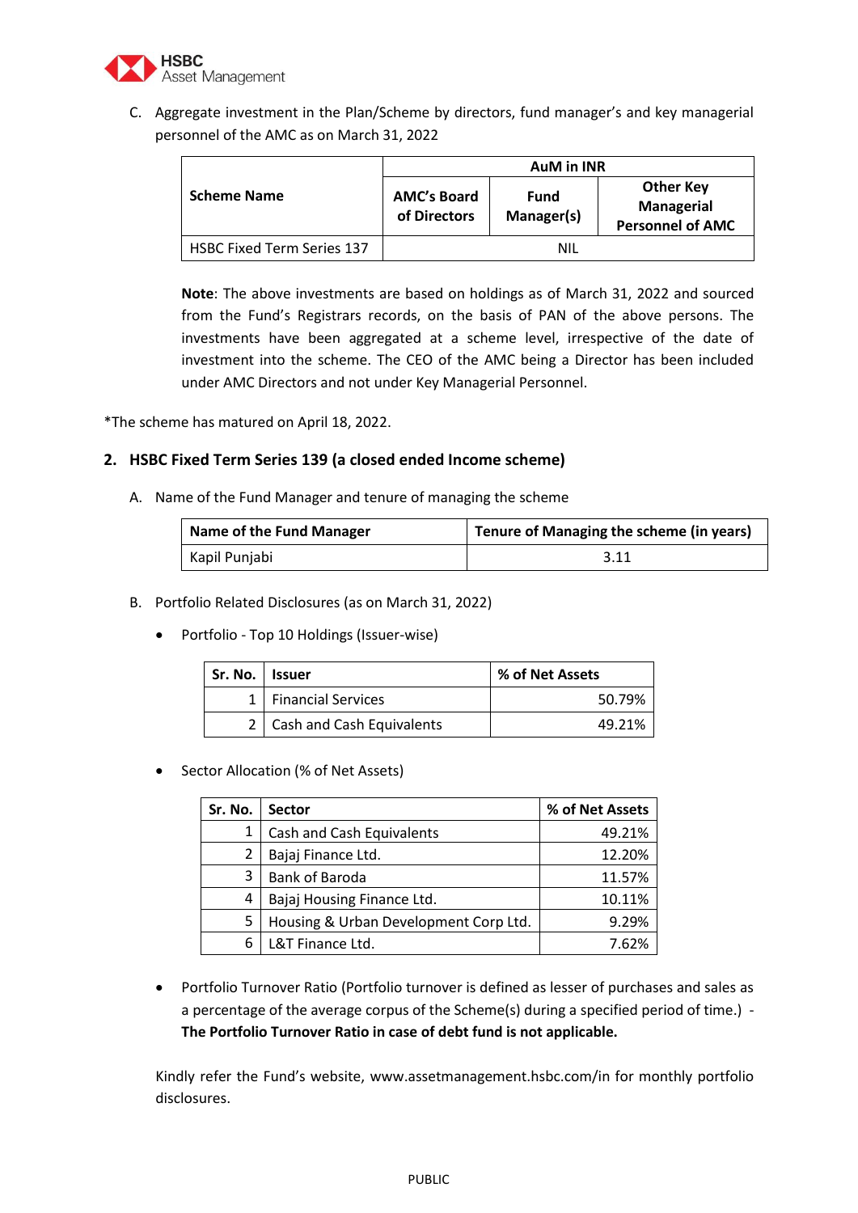C. Aggregate investment in the Plan/Scheme by directors, fund manager's and key managerial personnel of the AMC as on March 31, 2022

| Scheme Name | AuM in INR | | |
|---|---|---|---|
| | AMC's Board of Directors | Fund Manager(s) | Other Key Managerial Personnel of AMC |
| HSBC Fixed Term Series 137 | NIL | | |

**Note**: The above investments are based on holdings as of March 31, 2022 and sourced from the Fund's Registrars records, on the basis of PAN of the above persons. The investments have been aggregated at a scheme level, irrespective of the date of investment into the scheme. The CEO of the AMC being a Director has been included under AMC Directors and not under Key Managerial Personnel.

*The scheme has matured on April 18, 2022.

## 2. HSBC Fixed Term Series 139 (a closed ended Income scheme)

A. Name of the Fund Manager and tenure of managing the scheme

| Name of the Fund Manager | Tenure of Managing the scheme (in years) |
|---|---|
| Kapil Punjabi | 3.11 |

B. Portfolio Related Disclosures (as on March 31, 2022)

- Portfolio - Top 10 Holdings (Issuer-wise)

| Sr. No. | Issuer | % of Net Assets |
|---|---|---|
| 1 | Financial Services | 50.79% |
| 2 | Cash and Cash Equivalents | 49.21% |

- Sector Allocation (% of Net Assets)

| Sr. No. | Sector | % of Net Assets |
|---|---|---|
| 1 | Cash and Cash Equivalents | 49.21% |
| 2 | Bajaj Finance Ltd. | 12.20% |
| 3 | Bank of Baroda | 11.57% |
| 4 | Bajaj Housing Finance Ltd. | 10.11% |
| 5 | Housing & Urban Development Corp Ltd. | 9.29% |
| 6 | L&T Finance Ltd. | 7.62% |

- Portfolio Turnover Ratio (Portfolio turnover is defined as lesser of purchases and sales as a percentage of the average corpus of the Scheme(s) during a specified period of time.) - **The Portfolio Turnover Ratio in case of debt fund is not applicable.**

Kindly refer the Fund's website, www.assetmanagement.hsbc.com/in for monthly portfolio disclosures.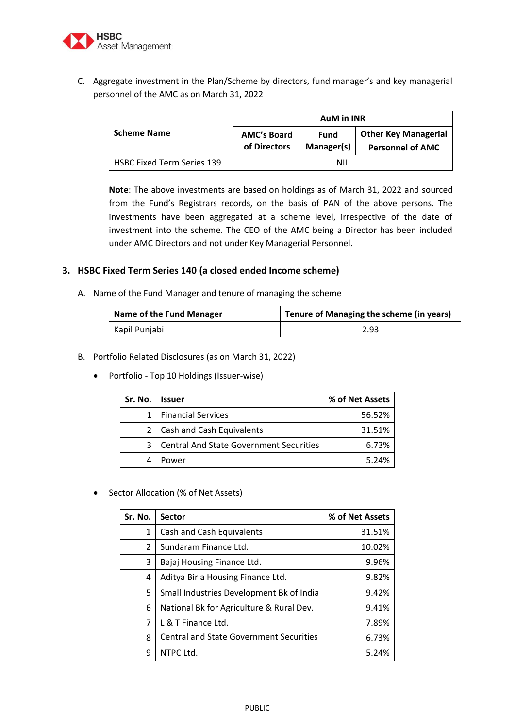C. Aggregate investment in the Plan/Scheme by directors, fund manager's and key managerial personnel of the AMC as on March 31, 2022

| Scheme Name | AuM in INR | | |
|---|---|---|---|
| | AMC's Board of Directors | Fund Manager(s) | Other Key Managerial Personnel of AMC |
| HSBC Fixed Term Series 139 | NIL | | |

**Note**: The above investments are based on holdings as of March 31, 2022 and sourced from the Fund's Registrars records, on the basis of PAN of the above persons. The investments have been aggregated at a scheme level, irrespective of the date of investment into the scheme. The CEO of the AMC being a Director has been included under AMC Directors and not under Key Managerial Personnel.

### 3. HSBC Fixed Term Series 140 (a closed ended Income scheme)

A. Name of the Fund Manager and tenure of managing the scheme

| Name of the Fund Manager | Tenure of Managing the scheme (in years) |
|---|---|
| Kapil Punjabi | 2.93 |

B. Portfolio Related Disclosures (as on March 31, 2022)

- Portfolio - Top 10 Holdings (Issuer-wise)

| Sr. No. | Issuer | % of Net Assets |
|---|---|---|
| 1 | Financial Services | 56.52% |
| 2 | Cash and Cash Equivalents | 31.51% |
| 3 | Central And State Government Securities | 6.73% |
| 4 | Power | 5.24% |

- Sector Allocation (% of Net Assets)

| Sr. No. | Sector | % of Net Assets |
|---|---|---|
| 1 | Cash and Cash Equivalents | 31.51% |
| 2 | Sundaram Finance Ltd. | 10.02% |
| 3 | Bajaj Housing Finance Ltd. | 9.96% |
| 4 | Aditya Birla Housing Finance Ltd. | 9.82% |
| 5 | Small Industries Development Bk of India | 9.42% |
| 6 | National Bk for Agriculture & Rural Dev. | 9.41% |
| 7 | L & T Finance Ltd. | 7.89% |
| 8 | Central and State Government Securities | 6.73% |
| 9 | NTPC Ltd. | 5.24% |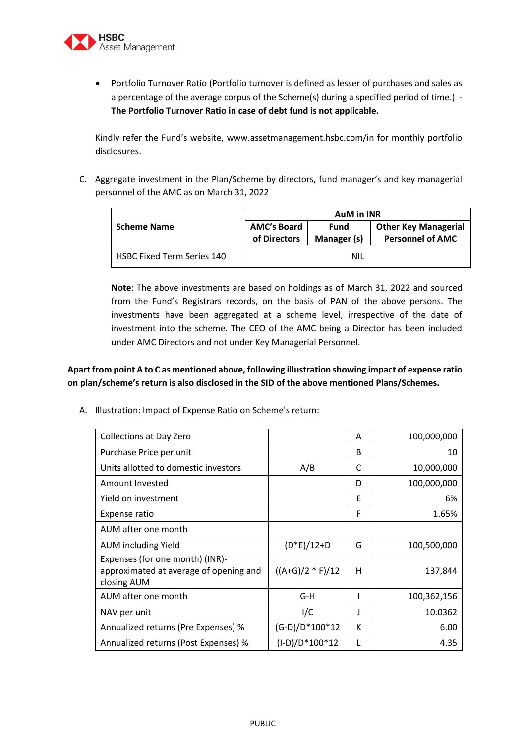- Portfolio Turnover Ratio (Portfolio turnover is defined as lesser of purchases and sales as a percentage of the average corpus of the Scheme(s) during a specified period of time.) - **The Portfolio Turnover Ratio in case of debt fund is not applicable.**

Kindly refer the Fund's website, www.assetmanagement.hsbc.com/in for monthly portfolio disclosures.

C. Aggregate investment in the Plan/Scheme by directors, fund manager's and key managerial personnel of the AMC as on March 31, 2022

| **Scheme Name** | **AuM in INR** | | |
|---|---|---|---|
| | **AMC's Board of Directors** | **Fund Manager (s)** | **Other Key Managerial Personnel of AMC** |
| HSBC Fixed Term Series 140 | NIL | | |

**Note**: The above investments are based on holdings as of March 31, 2022 and sourced from the Fund's Registrars records, on the basis of PAN of the above persons. The investments have been aggregated at a scheme level, irrespective of the date of investment into the scheme. The CEO of the AMC being a Director has been included under AMC Directors and not under Key Managerial Personnel.

**Apart from point A to C as mentioned above, following illustration showing impact of expense ratio on plan/scheme's return is also disclosed in the SID of the above mentioned Plans/Schemes.**

A. Illustration: Impact of Expense Ratio on Scheme's return:

| | | | |
|---|---|---|---|
| Collections at Day Zero | | A | 100,000,000 |
| Purchase Price per unit | | B | 10 |
| Units allotted to domestic investors | A/B | C | 10,000,000 |
| Amount Invested | | D | 100,000,000 |
| Yield on investment | | E | 6% |
| Expense ratio | | F | 1.65% |
| AUM after one month | | | |
| AUM including Yield | (D*E)/12+D | G | 100,500,000 |
| Expenses (for one month) (INR)- approximated at average of opening and closing AUM | ((A+G)/2 * F)/12 | H | 137,844 |
| AUM after one month | G-H | I | 100,362,156 |
| NAV per unit | I/C | J | 10.0362 |
| Annualized returns (Pre Expenses) % | (G-D)/D*100*12 | K | 6.00 |
| Annualized returns (Post Expenses) % | (I-D)/D*100*12 | L | 4.35 |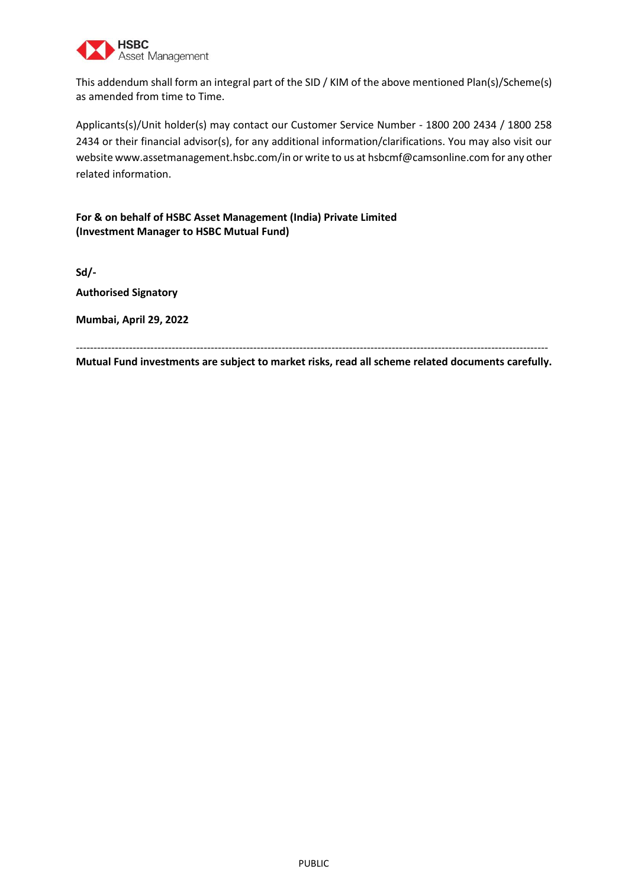This addendum shall form an integral part of the SID / KIM of the above mentioned Plan(s)/Scheme(s) as amended from time to Time.

Applicants(s)/Unit holder(s) may contact our Customer Service Number - 1800 200 2434 / 1800 258 2434 or their financial advisor(s), for any additional information/clarifications. You may also visit our website www.assetmanagement.hsbc.com/in or write to us at hsbcmf@camsonline.com for any other related information.

**For & on behalf of HSBC Asset Management (India) Private Limited**
**(Investment Manager to HSBC Mutual Fund)**

**Sd/-**

**Authorised Signatory**

**Mumbai, April 29, 2022**

---

**Mutual Fund investments are subject to market risks, read all scheme related documents carefully.**